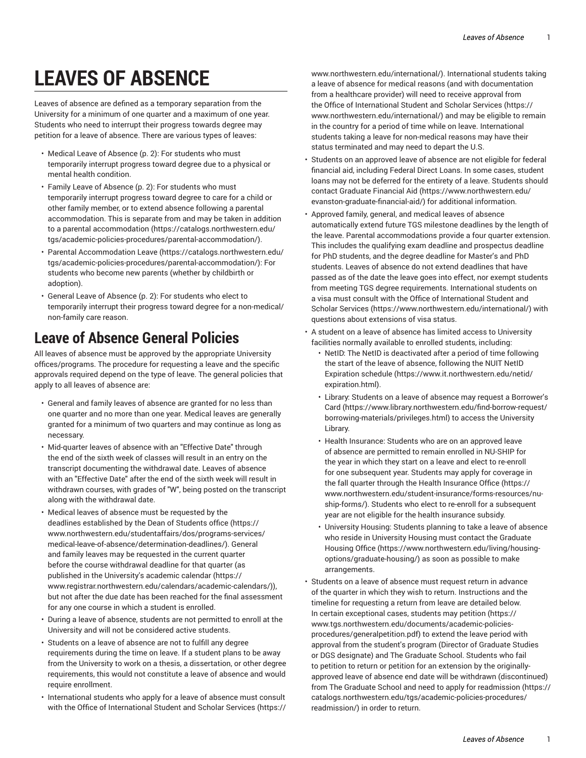# LEAVES OF ABSENCE

Leaves of absence are defined as a temporary separation from the University for a minimum of one quarter and a maximum of one year. Students who need to interrupt their progress towards degree may petition for a leave of absence. There are various types of leaves:

- Medical Leave of Absence (p. 2): For students who must temporarily interrupt progress toward degree due to a physical or mental health condition.
- Family Leave of Absence (p. 2): For students who must temporarily interrupt progress toward degree to care for a child or other family member, or to extend absence following a parental accommodation. This is separate from and may be taken in addition to a parental accommodation (https://catalogs.northwestern.edu/tgs/academic-policies-procedures/parental-accommodation/).
- Parental Accommodation Leave (https://catalogs.northwestern.edu/tgs/academic-policies-procedures/parental-accommodation/): For students who become new parents (whether by childbirth or adoption).
- General Leave of Absence (p. 2): For students who elect to temporarily interrupt their progress toward degree for a non-medical/non-family care reason.

## Leave of Absence General Policies

All leaves of absence must be approved by the appropriate University offices/programs. The procedure for requesting a leave and the specific approvals required depend on the type of leave. The general policies that apply to all leaves of absence are:

- General and family leaves of absence are granted for no less than one quarter and no more than one year. Medical leaves are generally granted for a minimum of two quarters and may continue as long as necessary.
- Mid-quarter leaves of absence with an "Effective Date" through the end of the sixth week of classes will result in an entry on the transcript documenting the withdrawal date. Leaves of absence with an "Effective Date" after the end of the sixth week will result in withdrawn courses, with grades of "W", being posted on the transcript along with the withdrawal date.
- Medical leaves of absence must be requested by the deadlines established by the Dean of Students office (https://www.northwestern.edu/studentaffairs/dos/programs-services/medical-leave-of-absence/determination-deadlines/). General and family leaves may be requested in the current quarter before the course withdrawal deadline for that quarter (as published in the University's academic calendar (https://www.registrar.northwestern.edu/calendars/academic-calendars/)), but not after the due date has been reached for the final assessment for any one course in which a student is enrolled.
- During a leave of absence, students are not permitted to enroll at the University and will not be considered active students.
- Students on a leave of absence are not to fulfill any degree requirements during the time on leave. If a student plans to be away from the University to work on a thesis, a dissertation, or other degree requirements, this would not constitute a leave of absence and would require enrollment.
- International students who apply for a leave of absence must consult with the Office of International Student and Scholar Services (https://www.northwestern.edu/international/). International students taking a leave of absence for medical reasons (and with documentation from a healthcare provider) will need to receive approval from the Office of International Student and Scholar Services (https://www.northwestern.edu/international/) and may be eligible to remain in the country for a period of time while on leave. International students taking a leave for non-medical reasons may have their status terminated and may need to depart the U.S.
- Students on an approved leave of absence are not eligible for federal financial aid, including Federal Direct Loans. In some cases, student loans may not be deferred for the entirety of a leave. Students should contact Graduate Financial Aid (https://www.northwestern.edu/evanston-graduate-financial-aid/) for additional information.
- Approved family, general, and medical leaves of absence automatically extend future TGS milestone deadlines by the length of the leave. Parental accommodations provide a four quarter extension. This includes the qualifying exam deadline and prospectus deadline for PhD students, and the degree deadline for Master's and PhD students. Leaves of absence do not extend deadlines that have passed as of the date the leave goes into effect, nor exempt students from meeting TGS degree requirements. International students on a visa must consult with the Office of International Student and Scholar Services (https://www.northwestern.edu/international/) with questions about extensions of visa status.
- A student on a leave of absence has limited access to University facilities normally available to enrolled students, including:
  - NetID: The NetID is deactivated after a period of time following the start of the leave of absence, following the NUIT NetID Expiration schedule (https://www.it.northwestern.edu/netid/expiration.html).
  - Library: Students on a leave of absence may request a Borrower's Card (https://www.library.northwestern.edu/find-borrow-request/borrowing-materials/privileges.html) to access the University Library.
  - Health Insurance: Students who are on an approved leave of absence are permitted to remain enrolled in NU-SHIP for the year in which they start on a leave and elect to re-enroll for one subsequent year. Students may apply for coverage in the fall quarter through the Health Insurance Office (https://www.northwestern.edu/student-insurance/forms-resources/nu-ship-forms/). Students who elect to re-enroll for a subsequent year are not eligible for the health insurance subsidy.
  - University Housing: Students planning to take a leave of absence who reside in University Housing must contact the Graduate Housing Office (https://www.northwestern.edu/living/housing-options/graduate-housing/) as soon as possible to make arrangements.
- Students on a leave of absence must request return in advance of the quarter in which they wish to return. Instructions and the timeline for requesting a return from leave are detailed below. In certain exceptional cases, students may petition (https://www.tgs.northwestern.edu/documents/academic-policies-procedures/generalpetition.pdf) to extend the leave period with approval from the student's program (Director of Graduate Studies or DGS designate) and The Graduate School. Students who fail to petition to return or petition for an extension by the originally-approved leave of absence end date will be withdrawn (discontinued) from The Graduate School and need to apply for readmission (https://catalogs.northwestern.edu/tgs/academic-policies-procedures/readmission/) in order to return.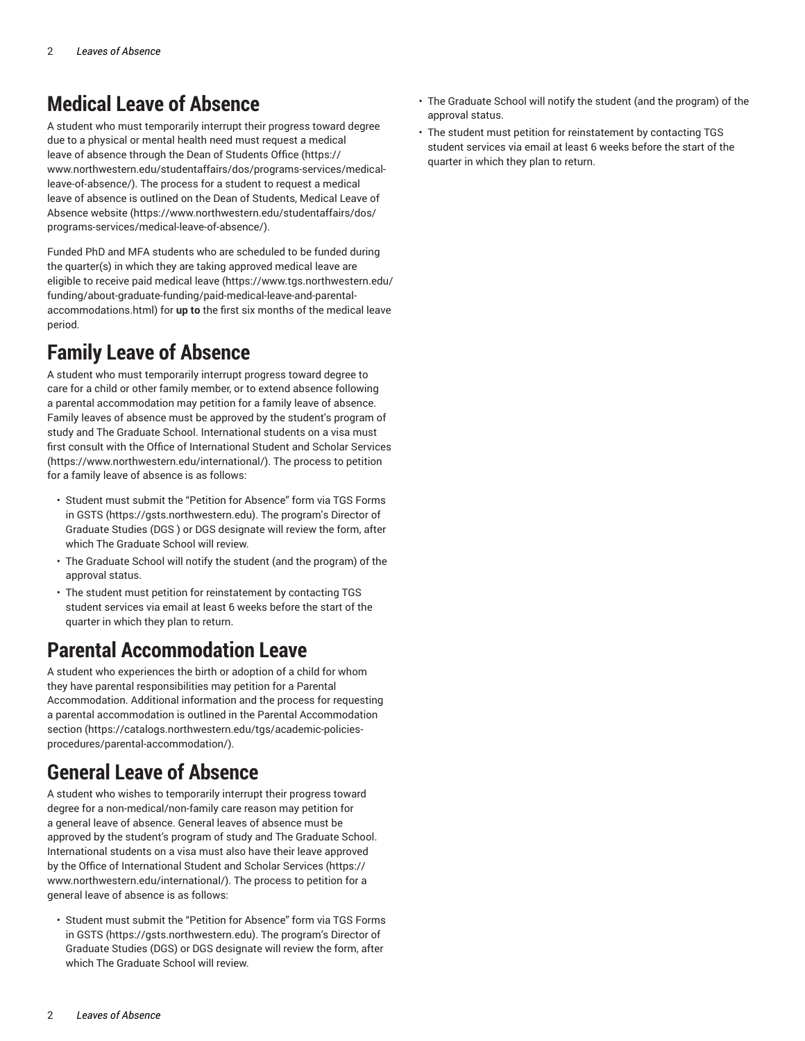# Medical Leave of Absence

A student who must temporarily interrupt their progress toward degree due to a physical or mental health need must request a medical leave of absence through the Dean of Students Office (https://www.northwestern.edu/studentaffairs/dos/programs-services/medical-leave-of-absence/). The process for a student to request a medical leave of absence is outlined on the Dean of Students, Medical Leave of Absence website (https://www.northwestern.edu/studentaffairs/dos/programs-services/medical-leave-of-absence/).

Funded PhD and MFA students who are scheduled to be funded during the quarter(s) in which they are taking approved medical leave are eligible to receive paid medical leave (https://www.tgs.northwestern.edu/funding/about-graduate-funding/paid-medical-leave-and-parental-accommodations.html) for **up to** the first six months of the medical leave period.

# Family Leave of Absence

A student who must temporarily interrupt progress toward degree to care for a child or other family member, or to extend absence following a parental accommodation may petition for a family leave of absence. Family leaves of absence must be approved by the student's program of study and The Graduate School. International students on a visa must first consult with the Office of International Student and Scholar Services (https://www.northwestern.edu/international/). The process to petition for a family leave of absence is as follows:

- Student must submit the "Petition for Absence" form via TGS Forms in GSTS (https://gsts.northwestern.edu). The program's Director of Graduate Studies (DGS ) or DGS designate will review the form, after which The Graduate School will review.
- The Graduate School will notify the student (and the program) of the approval status.
- The student must petition for reinstatement by contacting TGS student services via email at least 6 weeks before the start of the quarter in which they plan to return.

# Parental Accommodation Leave

A student who experiences the birth or adoption of a child for whom they have parental responsibilities may petition for a Parental Accommodation. Additional information and the process for requesting a parental accommodation is outlined in the Parental Accommodation section (https://catalogs.northwestern.edu/tgs/academic-policies-procedures/parental-accommodation/).

# General Leave of Absence

A student who wishes to temporarily interrupt their progress toward degree for a non-medical/non-family care reason may petition for a general leave of absence. General leaves of absence must be approved by the student's program of study and The Graduate School. International students on a visa must also have their leave approved by the Office of International Student and Scholar Services (https://www.northwestern.edu/international/). The process to petition for a general leave of absence is as follows:

- Student must submit the "Petition for Absence" form via TGS Forms in GSTS (https://gsts.northwestern.edu). The program's Director of Graduate Studies (DGS) or DGS designate will review the form, after which The Graduate School will review.
- The Graduate School will notify the student (and the program) of the approval status.
- The student must petition for reinstatement by contacting TGS student services via email at least 6 weeks before the start of the quarter in which they plan to return.